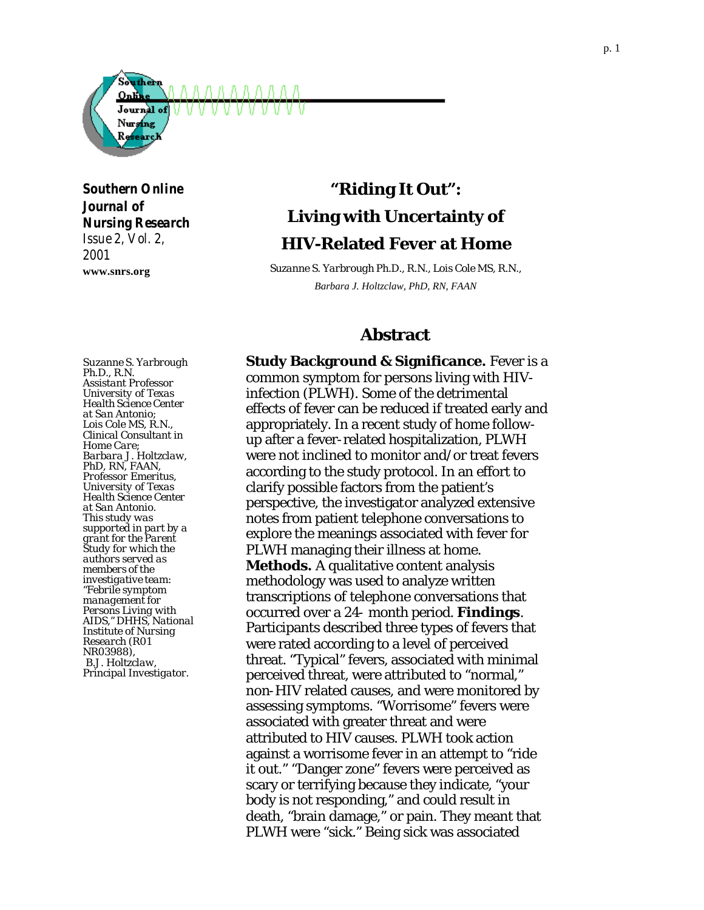**Southern Online Journal of Nursing Research**
*Issue 2, Vol. 2, 2001*
**www.snrs.org**

# "Riding It Out": Living with Uncertainty of HIV-Related Fever at Home

*Suzanne S. Yarbrough Ph.D., R.N., Lois Cole MS, R.N., Barbara J. Holtzclaw, PhD, RN, FAAN*

*Suzanne S. Yarbrough Ph.D., R.N. Assistant Professor University of Texas Health Science Center at San Antonio; Lois Cole MS, R.N., Clinical Consultant in Home Care; Barbara J. Holtzclaw, PhD, RN, FAAN, Professor Emeritus, University of Texas Health Science Center at San Antonio. This study was supported in part by a grant for the Parent Study for which the authors served as members of the investigative team: "Febrile symptom management for Persons Living with AIDS," DHHS, National Institute of Nursing Research (R01 NR03988), B.J. Holtzclaw, Principal Investigator.*

## Abstract

**Study Background & Significance.** Fever is a common symptom for persons living with HIV-infection (PLWH). Some of the detrimental effects of fever can be reduced if treated early and appropriately. In a recent study of home follow-up after a fever-related hospitalization, PLWH were not inclined to monitor and/or treat fevers according to the study protocol. In an effort to clarify possible factors from the patient's perspective, the investigator analyzed extensive notes from patient telephone conversations to explore the meanings associated with fever for PLWH managing their illness at home. **Methods.** A qualitative content analysis methodology was used to analyze written transcriptions of telephone conversations that occurred over a 24- month period. **Findings**. Participants described three types of fevers that were rated according to a level of perceived threat. "Typical" fevers, associated with minimal perceived threat, were attributed to "normal," non-HIV related causes, and were monitored by assessing symptoms. "Worrisome" fevers were associated with greater threat and were attributed to HIV causes. PLWH took action against a worrisome fever in an attempt to "ride it out." "Danger zone" fevers were perceived as scary or terrifying because they indicate, "your body is not responding," and could result in death, "brain damage," or pain. They meant that PLWH were "sick." Being sick was associated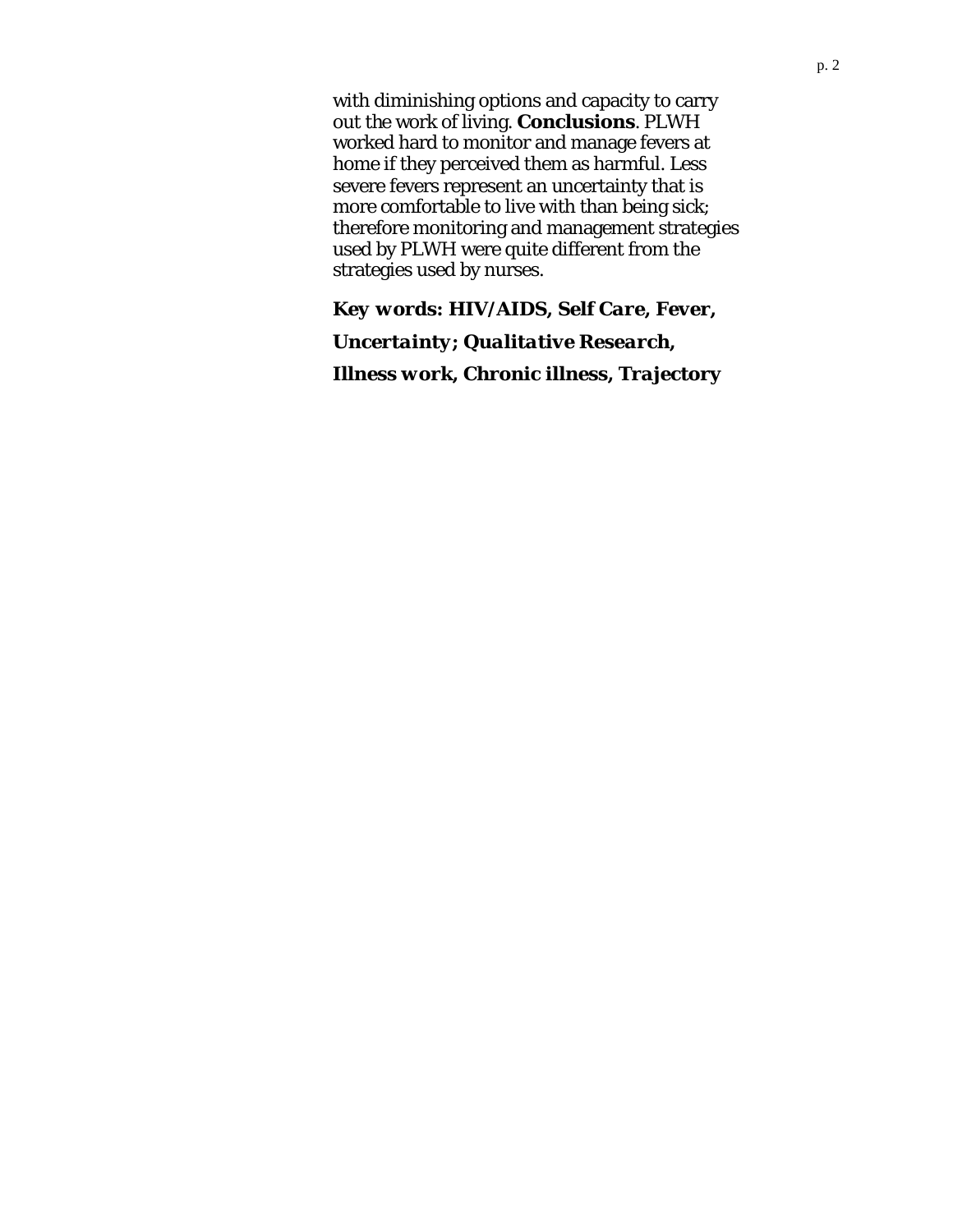with diminishing options and capacity to carry out the work of living. **Conclusions**. PLWH worked hard to monitor and manage fevers at home if they perceived them as harmful. Less severe fevers represent an uncertainty that is more comfortable to live with than being sick; therefore monitoring and management strategies used by PLWH were quite different from the strategies used by nurses.

***Key words: HIV/AIDS, Self Care, Fever, Uncertainty; Qualitative Research, Illness work, Chronic illness, Trajectory***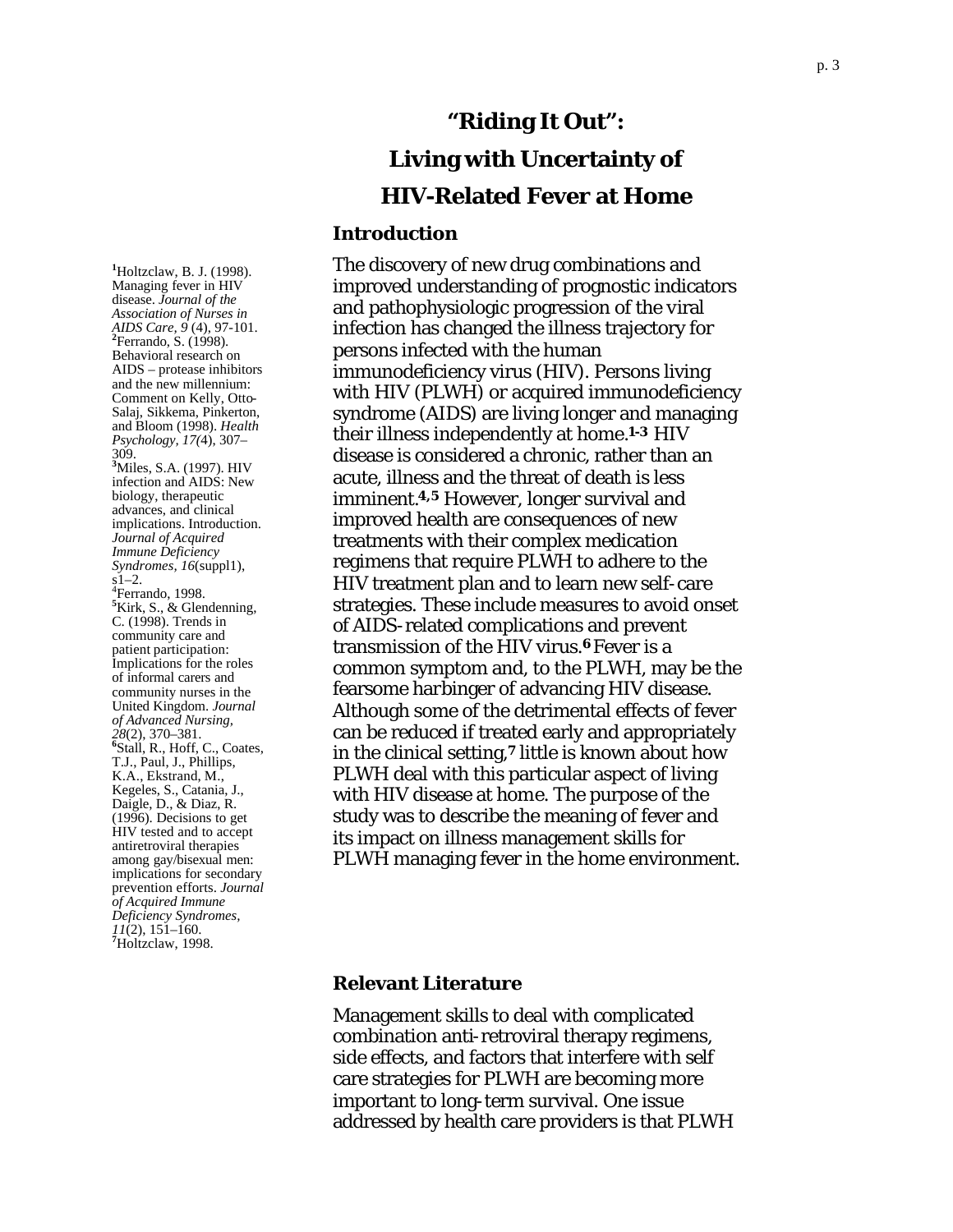# "Riding It Out": Living with Uncertainty of HIV-Related Fever at Home

## Introduction

The discovery of new drug combinations and improved understanding of prognostic indicators and pathophysiologic progression of the viral infection has changed the illness trajectory for persons infected with the human immunodeficiency virus (HIV). Persons living with HIV (PLWH) or acquired immunodeficiency syndrome (AIDS) are living longer and managing their illness independently at home.[1-3] HIV disease is considered a chronic, rather than an acute, illness and the threat of death is less imminent.[4,5] However, longer survival and improved health are consequences of new treatments with their complex medication regimens that require PLWH to adhere to the HIV treatment plan and to learn new self-care strategies. These include measures to avoid onset of AIDS-related complications and prevent transmission of the HIV virus.[6] Fever is a common symptom and, to the PLWH, may be the fearsome harbinger of advancing HIV disease. Although some of the detrimental effects of fever can be reduced if treated early and appropriately in the clinical setting,[7] little is known about how PLWH deal with this particular aspect of living with HIV disease at home. The purpose of the study was to describe the meaning of fever and its impact on illness management skills for PLWH managing fever in the home environment.

[1]Holtzclaw, B. J. (1998). Managing fever in HIV disease. *Journal of the Association of Nurses in AIDS Care, 9* (4), 97-101.
[2]Ferrando, S. (1998). Behavioral research on AIDS – protease inhibitors and the new millennium: Comment on Kelly, Otto-Salaj, Sikkema, Pinkerton, and Bloom (1998). *Health Psychology, 17*(4), 307–309.
[3]Miles, S.A. (1997). HIV infection and AIDS: New biology, therapeutic advances, and clinical implications. Introduction. *Journal of Acquired Immune Deficiency Syndromes, 16*(suppl1), s1–2.
[4]Ferrando, 1998.
[5]Kirk, S., & Glendenning, C. (1998). Trends in community care and patient participation: Implications for the roles of informal carers and community nurses in the United Kingdom. *Journal of Advanced Nursing, 28*(2), 370–381.
[6]Stall, R., Hoff, C., Coates, T.J., Paul, J., Phillips, K.A., Ekstrand, M., Kegeles, S., Catania, J., Daigle, D., & Diaz, R. (1996). Decisions to get HIV tested and to accept antiretroviral therapies among gay/bisexual men: implications for secondary prevention efforts. *Journal of Acquired Immune Deficiency Syndromes, 11*(2), 151–160.
[7]Holtzclaw, 1998.

## Relevant Literature

Management skills to deal with complicated combination anti-retroviral therapy regimens, side effects, and factors that interfere with self care strategies for PLWH are becoming more important to long-term survival. One issue addressed by health care providers is that PLWH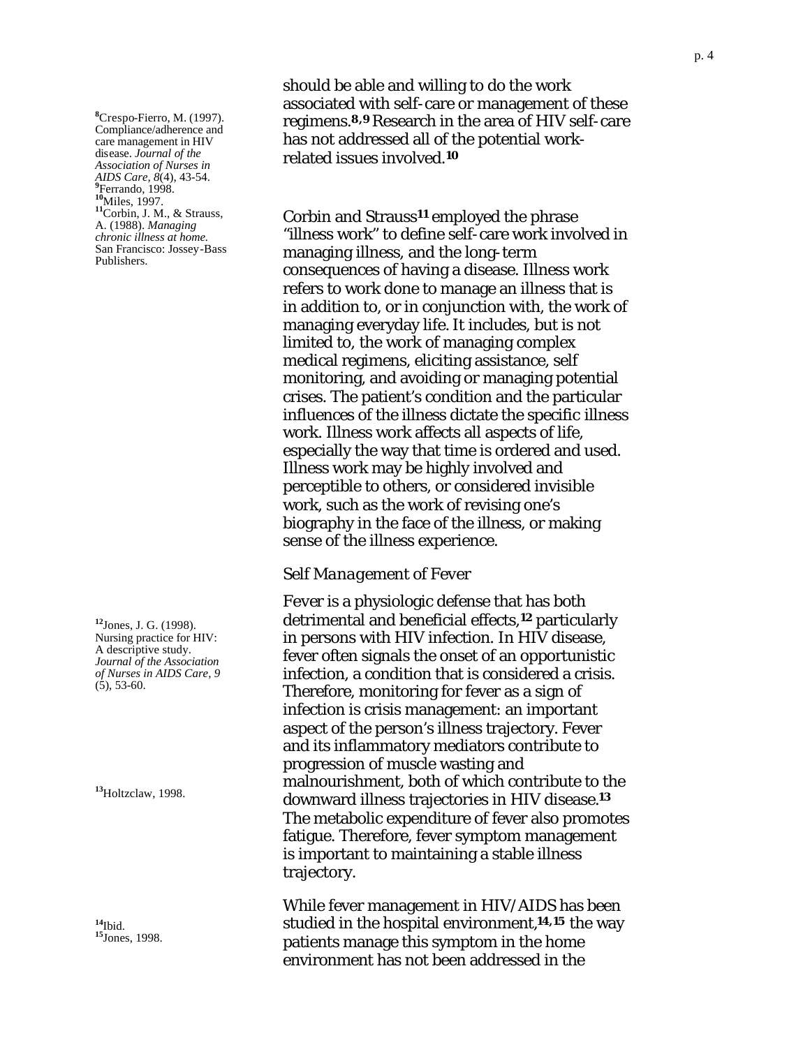should be able and willing to do the work associated with self-care or management of these regimens.[8,9] Research in the area of HIV self-care has not addressed all of the potential work-related issues involved.[10]

[8] Crespo-Fierro, M. (1997). Compliance/adherence and care management in HIV disease. *Journal of the Association of Nurses in AIDS Care, 8*(4), 43-54.
[9] Ferrando, 1998.
[10] Miles, 1997.

Corbin and Strauss[11] employed the phrase "illness work" to define self-care work involved in managing illness, and the long-term consequences of having a disease. Illness work refers to work done to manage an illness that is in addition to, or in conjunction with, the work of managing everyday life. It includes, but is not limited to, the work of managing complex medical regimens, eliciting assistance, self monitoring, and avoiding or managing potential crises. The patient's condition and the particular influences of the illness dictate the specific illness work. Illness work affects all aspects of life, especially the way that time is ordered and used. Illness work may be highly involved and perceptible to others, or considered invisible work, such as the work of revising one's biography in the face of the illness, or making sense of the illness experience.

[11] Corbin, J. M., & Strauss, A. (1988). *Managing chronic illness at home.* San Francisco: Jossey-Bass Publishers.

### *Self Management of Fever*

Fever is a physiologic defense that has both detrimental and beneficial effects,[12] particularly in persons with HIV infection. In HIV disease, fever often signals the onset of an opportunistic infection, a condition that is considered a crisis. Therefore, monitoring for fever as a sign of infection is crisis management: an important aspect of the person's illness trajectory. Fever and its inflammatory mediators contribute to progression of muscle wasting and malnourishment, both of which contribute to the downward illness trajectories in HIV disease.[13] The metabolic expenditure of fever also promotes fatigue. Therefore, fever symptom management is important to maintaining a stable illness trajectory.

[12] Jones, J. G. (1998). Nursing practice for HIV: A descriptive study. *Journal of the Association of Nurses in AIDS Care, 9* (5), 53-60.

[13] Holtzclaw, 1998.

While fever management in HIV/AIDS has been studied in the hospital environment,[14,15] the way patients manage this symptom in the home environment has not been addressed in the

[14] Ibid.
[15] Jones, 1998.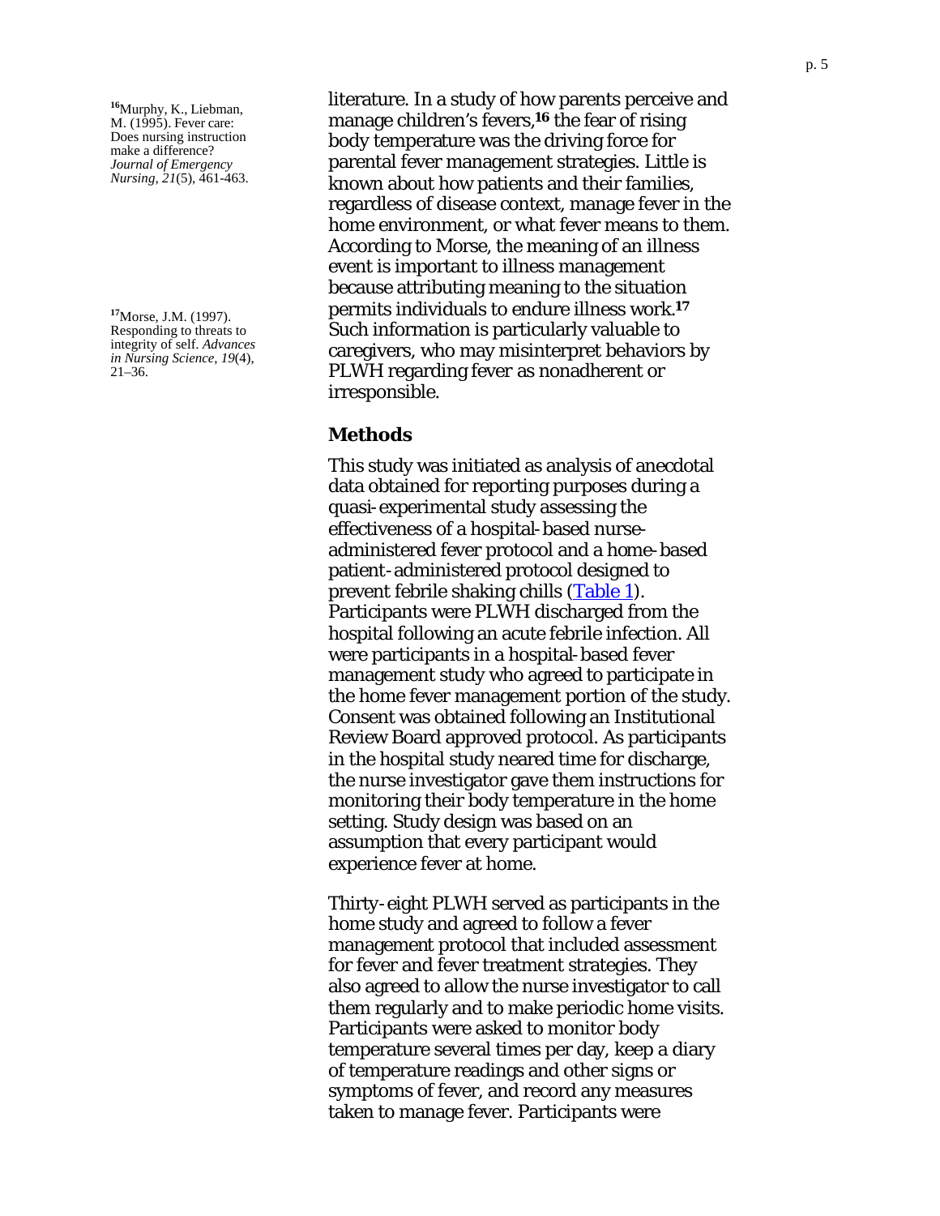literature. In a study of how parents perceive and manage children's fevers,[16] the fear of rising body temperature was the driving force for parental fever management strategies. Little is known about how patients and their families, regardless of disease context, manage fever in the home environment, or what fever means to them. According to Morse, the meaning of an illness event is important to illness management because attributing meaning to the situation permits individuals to endure illness work.[17] Such information is particularly valuable to caregivers, who may misinterpret behaviors by PLWH regarding fever as nonadherent or irresponsible.

[16] Murphy, K., Liebman, M. (1995). Fever care: Does nursing instruction make a difference? *Journal of Emergency Nursing*, *21*(5), 461-463.

[17] Morse, J.M. (1997). Responding to threats to integrity of self. *Advances in Nursing Science*, *19*(4), 21–36.

## Methods

This study was initiated as analysis of anecdotal data obtained for reporting purposes during a quasi-experimental study assessing the effectiveness of a hospital-based nurse-administered fever protocol and a home-based patient-administered protocol designed to prevent febrile shaking chills (Table 1). Participants were PLWH discharged from the hospital following an acute febrile infection. All were participants in a hospital-based fever management study who agreed to participate in the home fever management portion of the study. Consent was obtained following an Institutional Review Board approved protocol. As participants in the hospital study neared time for discharge, the nurse investigator gave them instructions for monitoring their body temperature in the home setting. Study design was based on an assumption that every participant would experience fever at home.

Thirty-eight PLWH served as participants in the home study and agreed to follow a fever management protocol that included assessment for fever and fever treatment strategies. They also agreed to allow the nurse investigator to call them regularly and to make periodic home visits. Participants were asked to monitor body temperature several times per day, keep a diary of temperature readings and other signs or symptoms of fever, and record any measures taken to manage fever. Participants were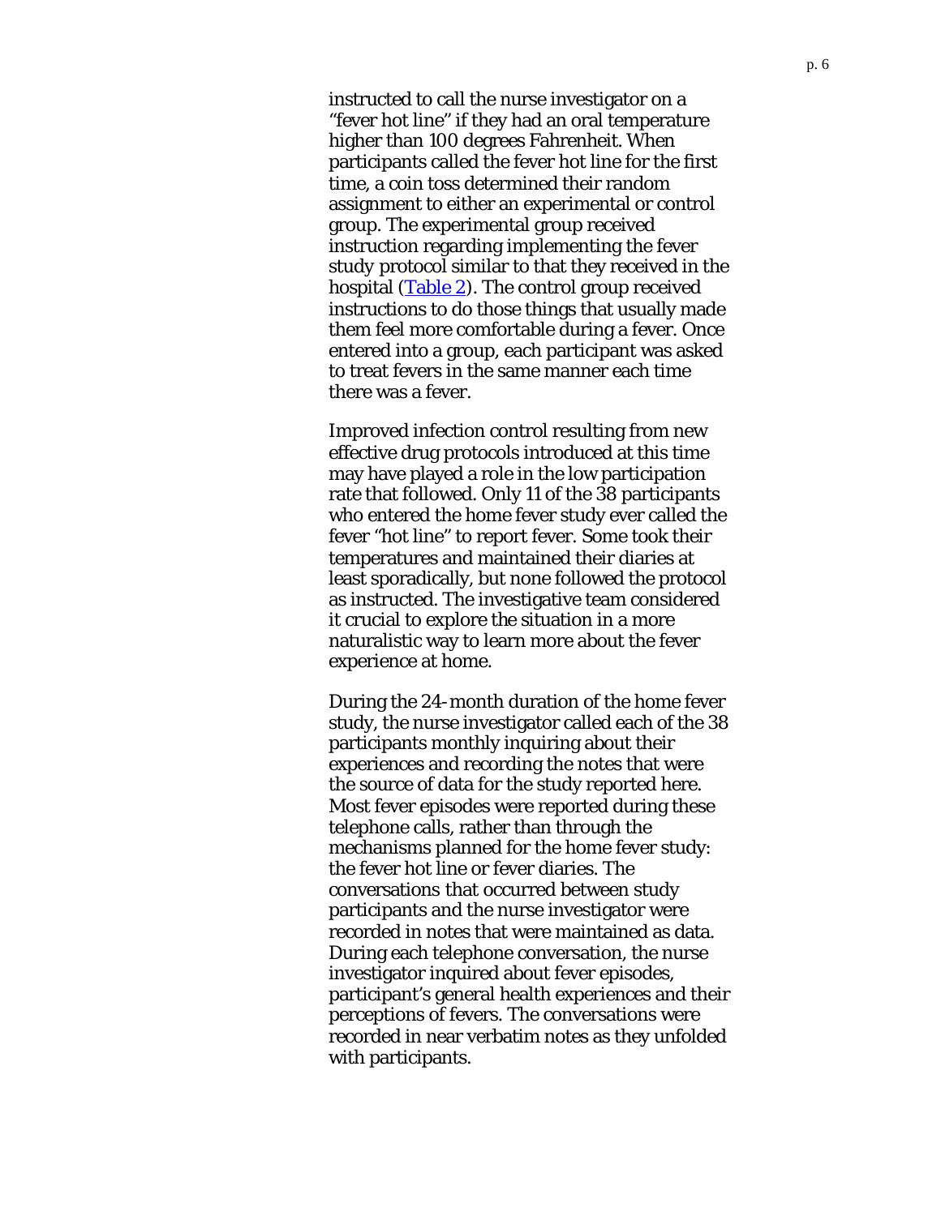instructed to call the nurse investigator on a "fever hot line" if they had an oral temperature higher than 100 degrees Fahrenheit. When participants called the fever hot line for the first time, a coin toss determined their random assignment to either an experimental or control group. The experimental group received instruction regarding implementing the fever study protocol similar to that they received in the hospital (Table 2). The control group received instructions to do those things that usually made them feel more comfortable during a fever. Once entered into a group, each participant was asked to treat fevers in the same manner each time there was a fever.

Improved infection control resulting from new effective drug protocols introduced at this time may have played a role in the low participation rate that followed. Only 11 of the 38 participants who entered the home fever study ever called the fever "hot line" to report fever. Some took their temperatures and maintained their diaries at least sporadically, but none followed the protocol as instructed. The investigative team considered it crucial to explore the situation in a more naturalistic way to learn more about the fever experience at home.

During the 24-month duration of the home fever study, the nurse investigator called each of the 38 participants monthly inquiring about their experiences and recording the notes that were the source of data for the study reported here. Most fever episodes were reported during these telephone calls, rather than through the mechanisms planned for the home fever study: the fever hot line or fever diaries. The conversations that occurred between study participants and the nurse investigator were recorded in notes that were maintained as data. During each telephone conversation, the nurse investigator inquired about fever episodes, participant's general health experiences and their perceptions of fevers. The conversations were recorded in near verbatim notes as they unfolded with participants.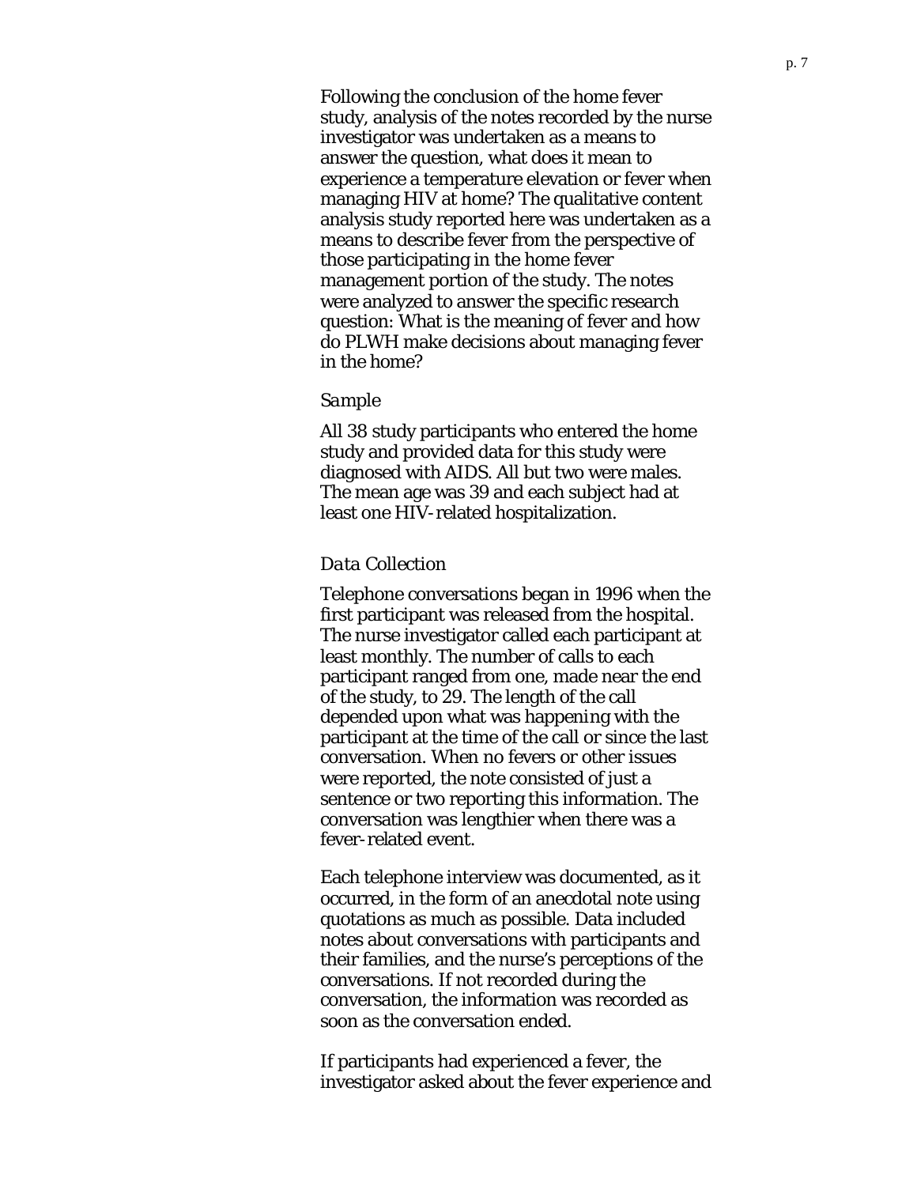Following the conclusion of the home fever study, analysis of the notes recorded by the nurse investigator was undertaken as a means to answer the question, what does it mean to experience a temperature elevation or fever when managing HIV at home? The qualitative content analysis study reported here was undertaken as a means to describe fever from the perspective of those participating in the home fever management portion of the study. The notes were analyzed to answer the specific research question: What is the meaning of fever and how do PLWH make decisions about managing fever in the home?

*Sample*

All 38 study participants who entered the home study and provided data for this study were diagnosed with AIDS. All but two were males. The mean age was 39 and each subject had at least one HIV-related hospitalization.

*Data Collection*

Telephone conversations began in 1996 when the first participant was released from the hospital. The nurse investigator called each participant at least monthly. The number of calls to each participant ranged from one, made near the end of the study, to 29. The length of the call depended upon what was happening with the participant at the time of the call or since the last conversation. When no fevers or other issues were reported, the note consisted of just a sentence or two reporting this information. The conversation was lengthier when there was a fever-related event.

Each telephone interview was documented, as it occurred, in the form of an anecdotal note using quotations as much as possible. Data included notes about conversations with participants and their families, and the nurse's perceptions of the conversations. If not recorded during the conversation, the information was recorded as soon as the conversation ended.

If participants had experienced a fever, the investigator asked about the fever experience and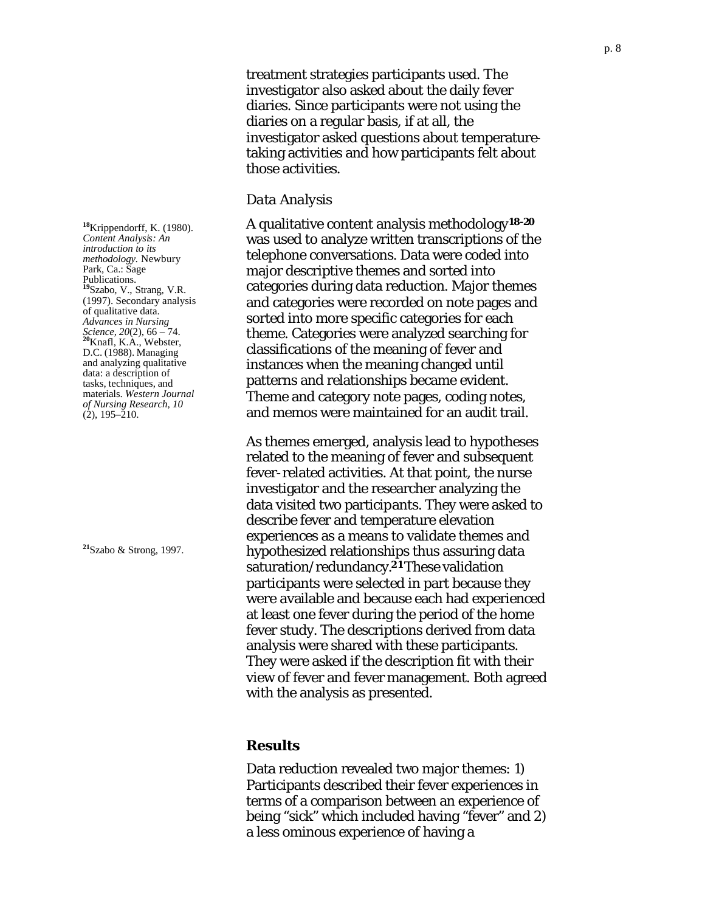treatment strategies participants used. The investigator also asked about the daily fever diaries. Since participants were not using the diaries on a regular basis, if at all, the investigator asked questions about temperature-taking activities and how participants felt about those activities.

### *Data Analysis*

A qualitative content analysis methodology[18-20] was used to analyze written transcriptions of the telephone conversations. Data were coded into major descriptive themes and sorted into categories during data reduction. Major themes and categories were recorded on note pages and sorted into more specific categories for each theme. Categories were analyzed searching for classifications of the meaning of fever and instances when the meaning changed until patterns and relationships became evident. Theme and category note pages, coding notes, and memos were maintained for an audit trail.

[18]Krippendorff, K. (1980). *Content Analysis: An introduction to its methodology.* Newbury Park, Ca.: Sage Publications.
[19]Szabo, V., Strang, V.R. (1997). Secondary analysis of qualitative data. *Advances in Nursing Science, 20*(2), 66 – 74.
[20]Knafl, K.A., Webster, D.C. (1988). Managing and analyzing qualitative data: a description of tasks, techniques, and materials. *Western Journal of Nursing Research, 10* (2), 195–210.

As themes emerged, analysis lead to hypotheses related to the meaning of fever and subsequent fever-related activities. At that point, the nurse investigator and the researcher analyzing the data visited two participants. They were asked to describe fever and temperature elevation experiences as a means to validate themes and hypothesized relationships thus assuring data saturation/redundancy.[21] These validation participants were selected in part because they were available and because each had experienced at least one fever during the period of the home fever study. The descriptions derived from data analysis were shared with these participants. They were asked if the description fit with their view of fever and fever management. Both agreed with the analysis as presented.

[21]Szabo & Strong, 1997.

## Results

Data reduction revealed two major themes: 1) Participants described their fever experiences in terms of a comparison between an experience of being "sick" which included having "fever" and 2) a less ominous experience of having a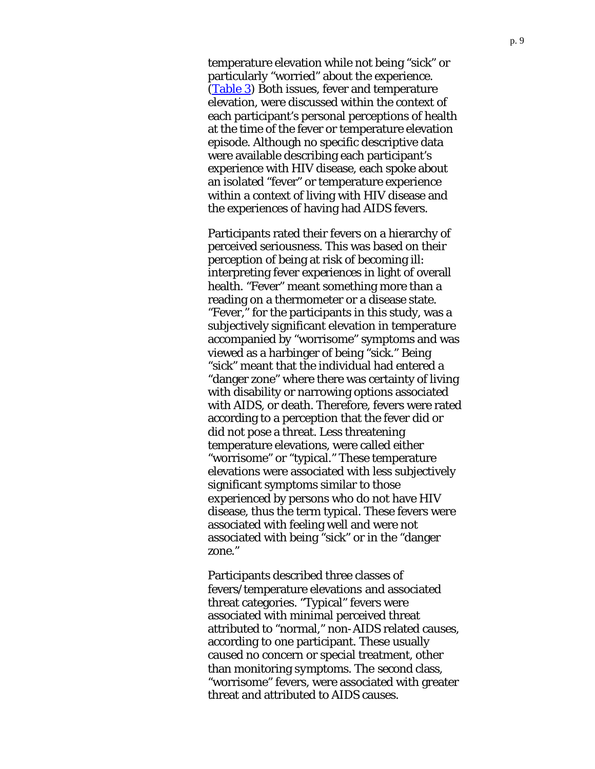temperature elevation while not being “sick” or particularly “worried” about the experience. (Table 3) Both issues, fever and temperature elevation, were discussed within the context of each participant’s personal perceptions of health at the time of the fever or temperature elevation episode. Although no specific descriptive data were available describing each participant’s experience with HIV disease, each spoke about an isolated “fever” or temperature experience within a context of living with HIV disease and the experiences of having had AIDS fevers.

Participants rated their fevers on a hierarchy of perceived seriousness. This was based on their perception of being at risk of becoming ill: interpreting fever experiences in light of overall health. “Fever” meant something more than a reading on a thermometer or a disease state. “Fever,” for the participants in this study, was a subjectively significant elevation in temperature accompanied by “worrisome” symptoms and was viewed as a harbinger of being “sick.” Being “sick” meant that the individual had entered a “danger zone” where there was certainty of living with disability or narrowing options associated with AIDS, or death. Therefore, fevers were rated according to a perception that the fever did or did not pose a threat. Less threatening temperature elevations, were called either “worrisome” or “typical.” These temperature elevations were associated with less subjectively significant symptoms similar to those experienced by persons who do not have HIV disease, thus the term typical. These fevers were associated with feeling well and were not associated with being “sick” or in the “danger zone.”

Participants described three classes of fevers/temperature elevations and associated threat categories. “Typical” fevers were associated with minimal perceived threat attributed to “normal,” non-AIDS related causes, according to one participant. These usually caused no concern or special treatment, other than monitoring symptoms. The second class, “worrisome” fevers, were associated with greater threat and attributed to AIDS causes.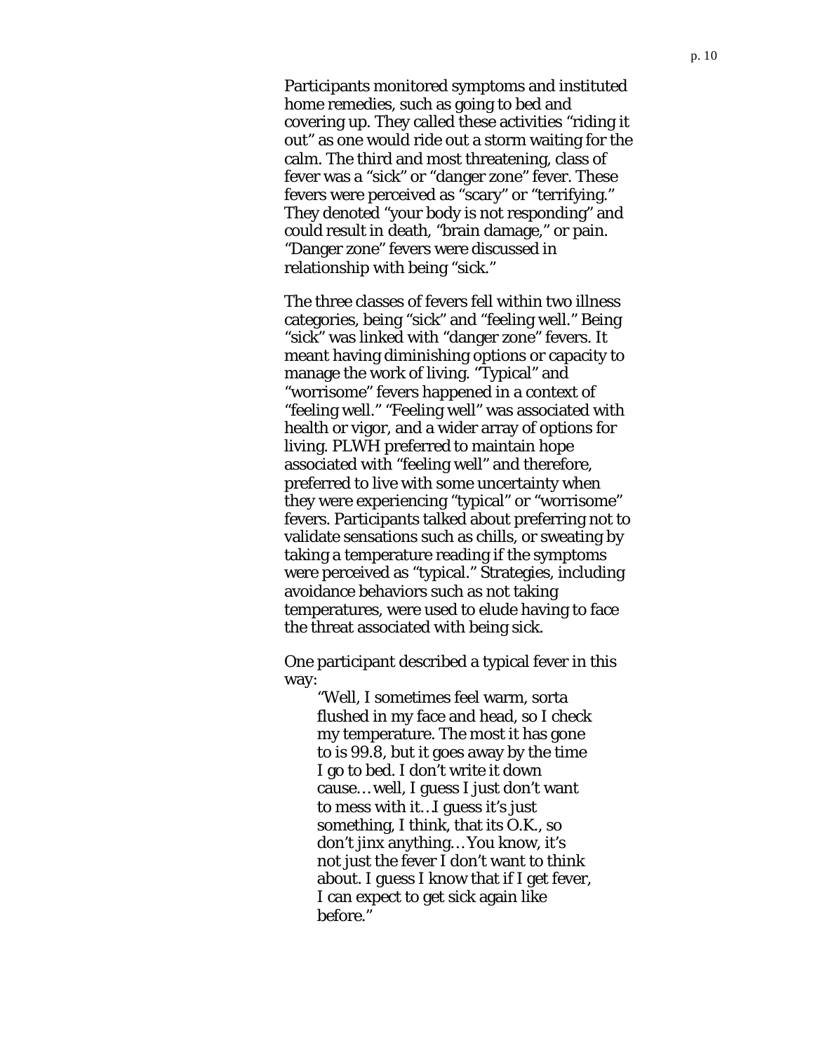Participants monitored symptoms and instituted home remedies, such as going to bed and covering up. They called these activities "riding it out" as one would ride out a storm waiting for the calm. The third and most threatening, class of fever was a "sick" or "danger zone" fever. These fevers were perceived as "scary" or "terrifying." They denoted "your body is not responding" and could result in death, "brain damage," or pain. "Danger zone" fevers were discussed in relationship with being "sick."

The three classes of fevers fell within two illness categories, being "sick" and "feeling well." Being "sick" was linked with "danger zone" fevers. It meant having diminishing options or capacity to manage the work of living. "Typical" and "worrisome" fevers happened in a context of "feeling well." "Feeling well" was associated with health or vigor, and a wider array of options for living. PLWH preferred to maintain hope associated with "feeling well" and therefore, preferred to live with some uncertainty when they were experiencing "typical" or "worrisome" fevers. Participants talked about preferring not to validate sensations such as chills, or sweating by taking a temperature reading if the symptoms were perceived as "typical." Strategies, including avoidance behaviors such as not taking temperatures, were used to elude having to face the threat associated with being sick.

One participant described a typical fever in this way:

> "Well, I sometimes feel warm, sorta flushed in my face and head, so I check my temperature. The most it has gone to is 99.8, but it goes away by the time I go to bed. I don't write it down cause… well, I guess I just don't want to mess with it…I guess it's just something, I think, that its O.K., so don't jinx anything… You know, it's not just the fever I don't want to think about. I guess I know that if I get fever, I can expect to get sick again like before."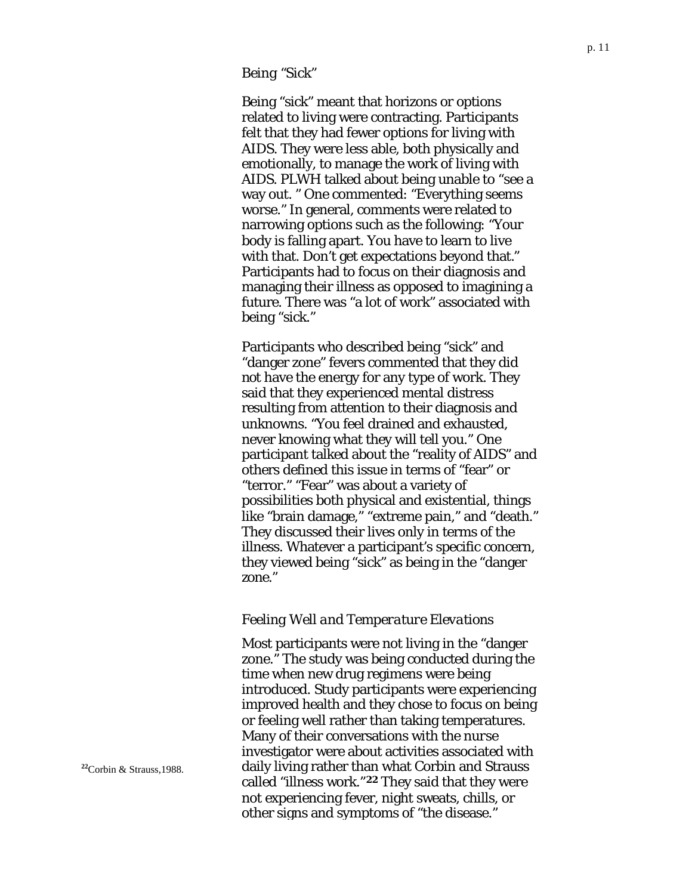### Being "Sick"

Being "sick" meant that horizons or options related to living were contracting. Participants felt that they had fewer options for living with AIDS. They were less able, both physically and emotionally, to manage the work of living with AIDS. PLWH talked about being unable to "see a way out. " One commented: "Everything seems worse." In general, comments were related to narrowing options such as the following: "Your body is falling apart. You have to learn to live with that. Don't get expectations beyond that." Participants had to focus on their diagnosis and managing their illness as opposed to imagining a future. There was "a lot of work" associated with being "sick."

Participants who described being "sick" and "danger zone" fevers commented that they did not have the energy for any type of work. They said that they experienced mental distress resulting from attention to their diagnosis and unknowns. "You feel drained and exhausted, never knowing what they will tell you." One participant talked about the "reality of AIDS" and others defined this issue in terms of "fear" or "terror." "Fear" was about a variety of possibilities both physical and existential, things like "brain damage," "extreme pain," and "death." They discussed their lives only in terms of the illness. Whatever a participant's specific concern, they viewed being "sick" as being in the "danger zone."

### *Feeling Well and Temperature Elevations*

Most participants were not living in the "danger zone." The study was being conducted during the time when new drug regimens were being introduced. Study participants were experiencing improved health and they chose to focus on being or feeling well rather than taking temperatures. Many of their conversations with the nurse investigator were about activities associated with daily living rather than what Corbin and Strauss called "illness work."[22] They said that they were not experiencing fever, night sweats, chills, or other signs and symptoms of "the disease."

[22] Corbin & Strauss, 1988.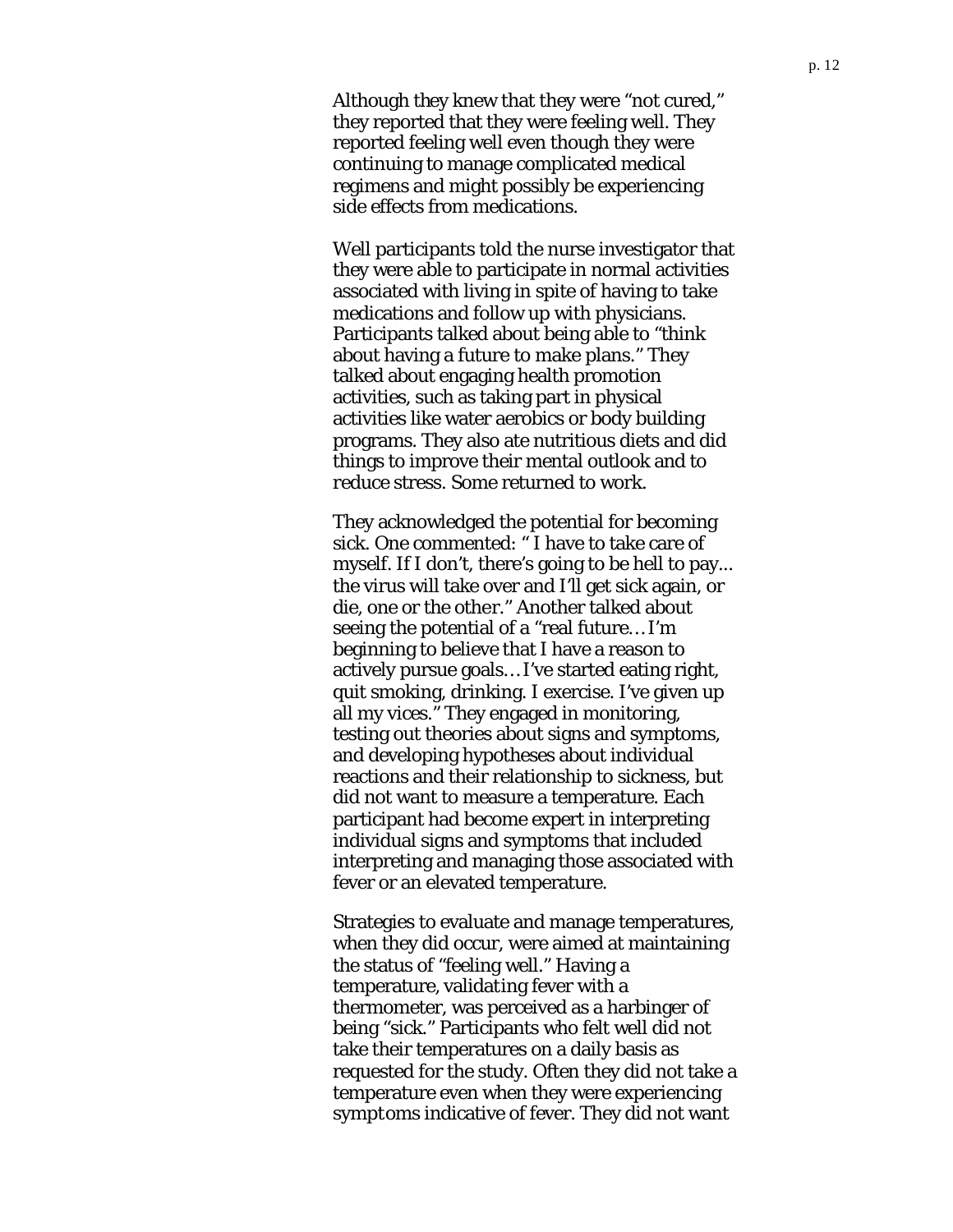Although they knew that they were “not cured,” they reported that they were feeling well. They reported feeling well even though they were continuing to manage complicated medical regimens and might possibly be experiencing side effects from medications.

Well participants told the nurse investigator that they were able to participate in normal activities associated with living in spite of having to take medications and follow up with physicians. Participants talked about being able to “think about having a future to make plans.” They talked about engaging health promotion activities, such as taking part in physical activities like water aerobics or body building programs. They also ate nutritious diets and did things to improve their mental outlook and to reduce stress. Some returned to work.

They acknowledged the potential for becoming sick. One commented: “ I have to take care of myself. If I don’t, there’s going to be hell to pay... the virus will take over and I’ll get sick again, or die, one or the other.” Another talked about seeing the potential of a “real future… I’m beginning to believe that I have a reason to actively pursue goals… I’ve started eating right, quit smoking, drinking. I exercise. I’ve given up all my vices.” They engaged in monitoring, testing out theories about signs and symptoms, and developing hypotheses about individual reactions and their relationship to sickness, but did not want to measure a temperature. Each participant had become expert in interpreting individual signs and symptoms that included interpreting and managing those associated with fever or an elevated temperature.

Strategies to evaluate and manage temperatures, when they did occur, were aimed at maintaining the status of “feeling well.” Having a temperature, validating fever with a thermometer, was perceived as a harbinger of being “sick.” Participants who felt well did not take their temperatures on a daily basis as requested for the study. Often they did not take a temperature even when they were experiencing symptoms indicative of fever. They did not want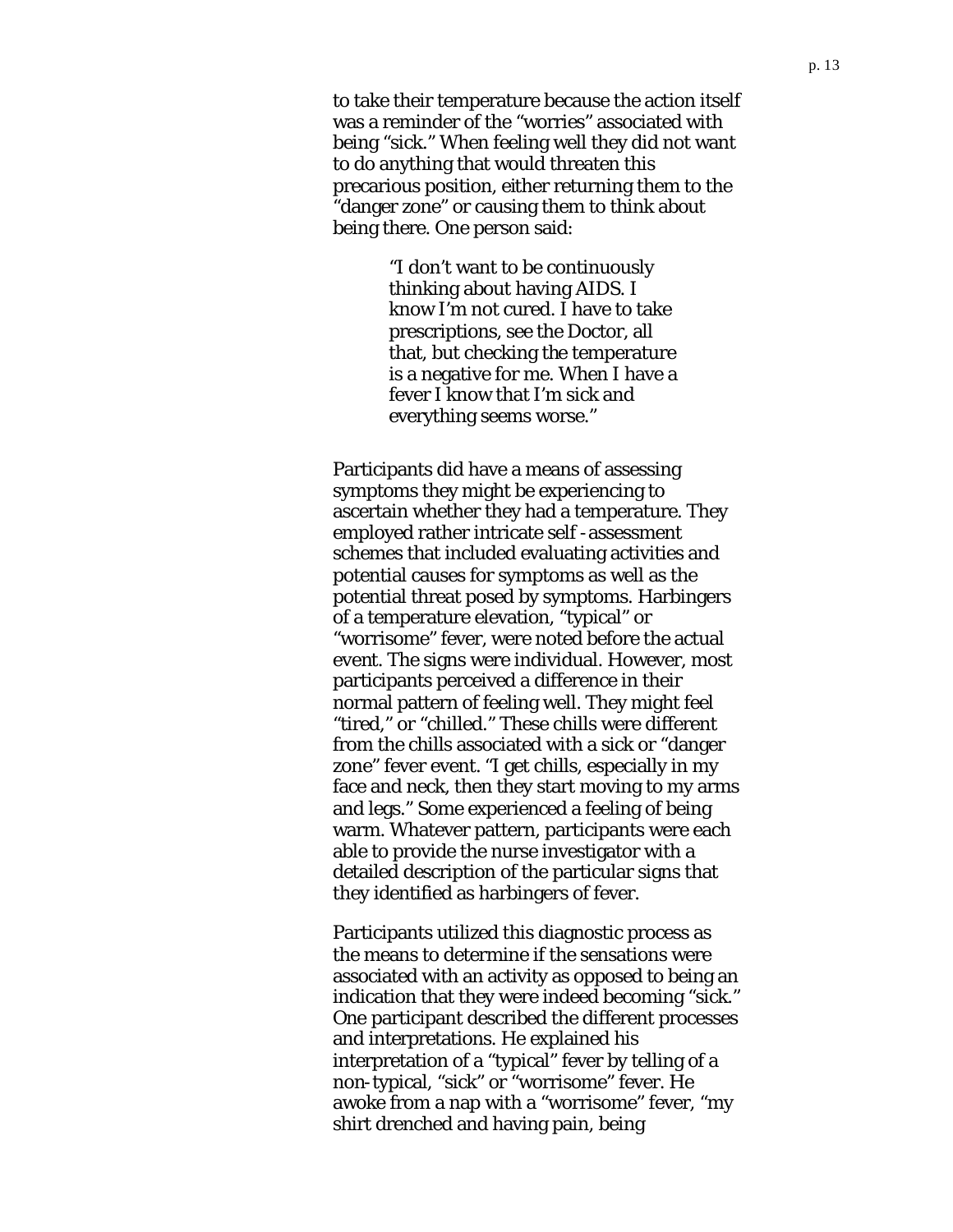to take their temperature because the action itself was a reminder of the "worries" associated with being "sick." When feeling well they did not want to do anything that would threaten this precarious position, either returning them to the "danger zone" or causing them to think about being there. One person said:

> "I don't want to be continuously thinking about having AIDS. I know I'm not cured. I have to take prescriptions, see the Doctor, all that, but checking the temperature is a negative for me. When I have a fever I know that I'm sick and everything seems worse."

Participants did have a means of assessing symptoms they might be experiencing to ascertain whether they had a temperature. They employed rather intricate self-assessment schemes that included evaluating activities and potential causes for symptoms as well as the potential threat posed by symptoms. Harbingers of a temperature elevation, "typical" or "worrisome" fever, were noted before the actual event. The signs were individual. However, most participants perceived a difference in their normal pattern of feeling well. They might feel "tired," or "chilled." These chills were different from the chills associated with a sick or "danger zone" fever event. "I get chills, especially in my face and neck, then they start moving to my arms and legs." Some experienced a feeling of being warm. Whatever pattern, participants were each able to provide the nurse investigator with a detailed description of the particular signs that they identified as harbingers of fever.

Participants utilized this diagnostic process as the means to determine if the sensations were associated with an activity as opposed to being an indication that they were indeed becoming "sick." One participant described the different processes and interpretations. He explained his interpretation of a "typical" fever by telling of a non-typical, "sick" or "worrisome" fever. He awoke from a nap with a "worrisome" fever, "my shirt drenched and having pain, being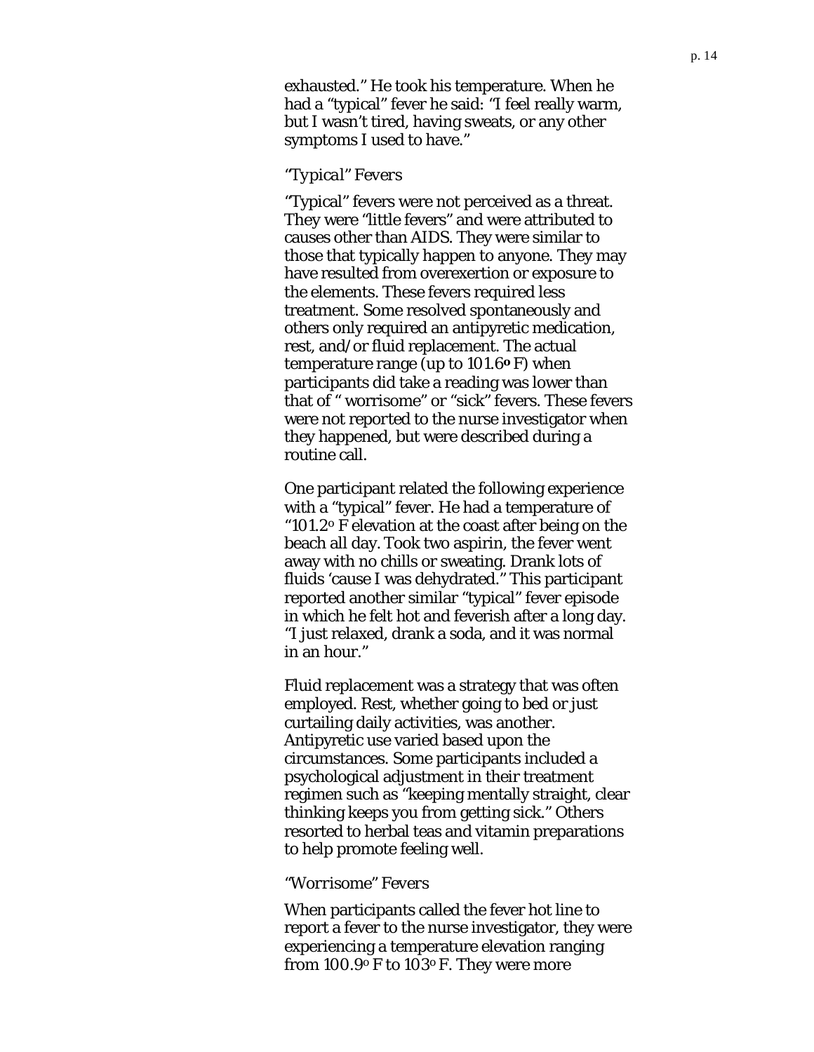exhausted." He took his temperature. When he had a "typical" fever he said: "I feel really warm, but I wasn't tired, having sweats, or any other symptoms I used to have."

### *"Typical" Fevers*

"Typical" fevers were not perceived as a threat. They were "little fevers" and were attributed to causes other than AIDS. They were similar to those that typically happen to anyone. They may have resulted from overexertion or exposure to the elements. These fevers required less treatment. Some resolved spontaneously and others only required an antipyretic medication, rest, and/or fluid replacement. The actual temperature range (up to 101.6$^{o}$ F) when participants did take a reading was lower than that of " worrisome" or "sick" fevers. These fevers were not reported to the nurse investigator when they happened, but were described during a routine call.

One participant related the following experience with a "typical" fever. He had a temperature of "101.2$^{o}$ F elevation at the coast after being on the beach all day. Took two aspirin, the fever went away with no chills or sweating. Drank lots of fluids 'cause I was dehydrated." This participant reported another similar "typical" fever episode in which he felt hot and feverish after a long day. "I just relaxed, drank a soda, and it was normal in an hour."

Fluid replacement was a strategy that was often employed. Rest, whether going to bed or just curtailing daily activities, was another. Antipyretic use varied based upon the circumstances. Some participants included a psychological adjustment in their treatment regimen such as "keeping mentally straight, clear thinking keeps you from getting sick." Others resorted to herbal teas and vitamin preparations to help promote feeling well.

### *"Worrisome" Fevers*

When participants called the fever hot line to report a fever to the nurse investigator, they were experiencing a temperature elevation ranging from 100.9$^{o}$ F to 103$^{o}$ F. They were more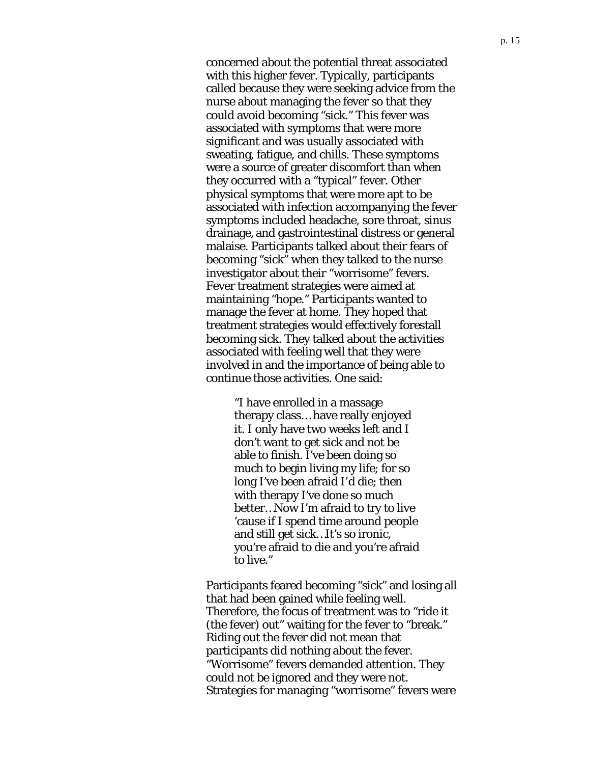concerned about the potential threat associated with this higher fever. Typically, participants called because they were seeking advice from the nurse about managing the fever so that they could avoid becoming "sick." This fever was associated with symptoms that were more significant and was usually associated with sweating, fatigue, and chills. These symptoms were a source of greater discomfort than when they occurred with a "typical" fever. Other physical symptoms that were more apt to be associated with infection accompanying the fever symptoms included headache, sore throat, sinus drainage, and gastrointestinal distress or general malaise. Participants talked about their fears of becoming "sick" when they talked to the nurse investigator about their "worrisome" fevers. Fever treatment strategies were aimed at maintaining "hope." Participants wanted to manage the fever at home. They hoped that treatment strategies would effectively forestall becoming sick. They talked about the activities associated with feeling well that they were involved in and the importance of being able to continue those activities. One said:

> "I have enrolled in a massage therapy class…have really enjoyed it. I only have two weeks left and I don't want to get sick and not be able to finish. I've been doing so much to begin living my life; for so long I've been afraid I'd die; then with therapy I've done so much better…Now I'm afraid to try to live 'cause if I spend time around people and still get sick…It's so ironic, you're afraid to die and you're afraid to live."

Participants feared becoming "sick" and losing all that had been gained while feeling well. Therefore, the focus of treatment was to "ride it (the fever) out" waiting for the fever to "break." Riding out the fever did not mean that participants did nothing about the fever. "Worrisome" fevers demanded attention. They could not be ignored and they were not. Strategies for managing "worrisome" fevers were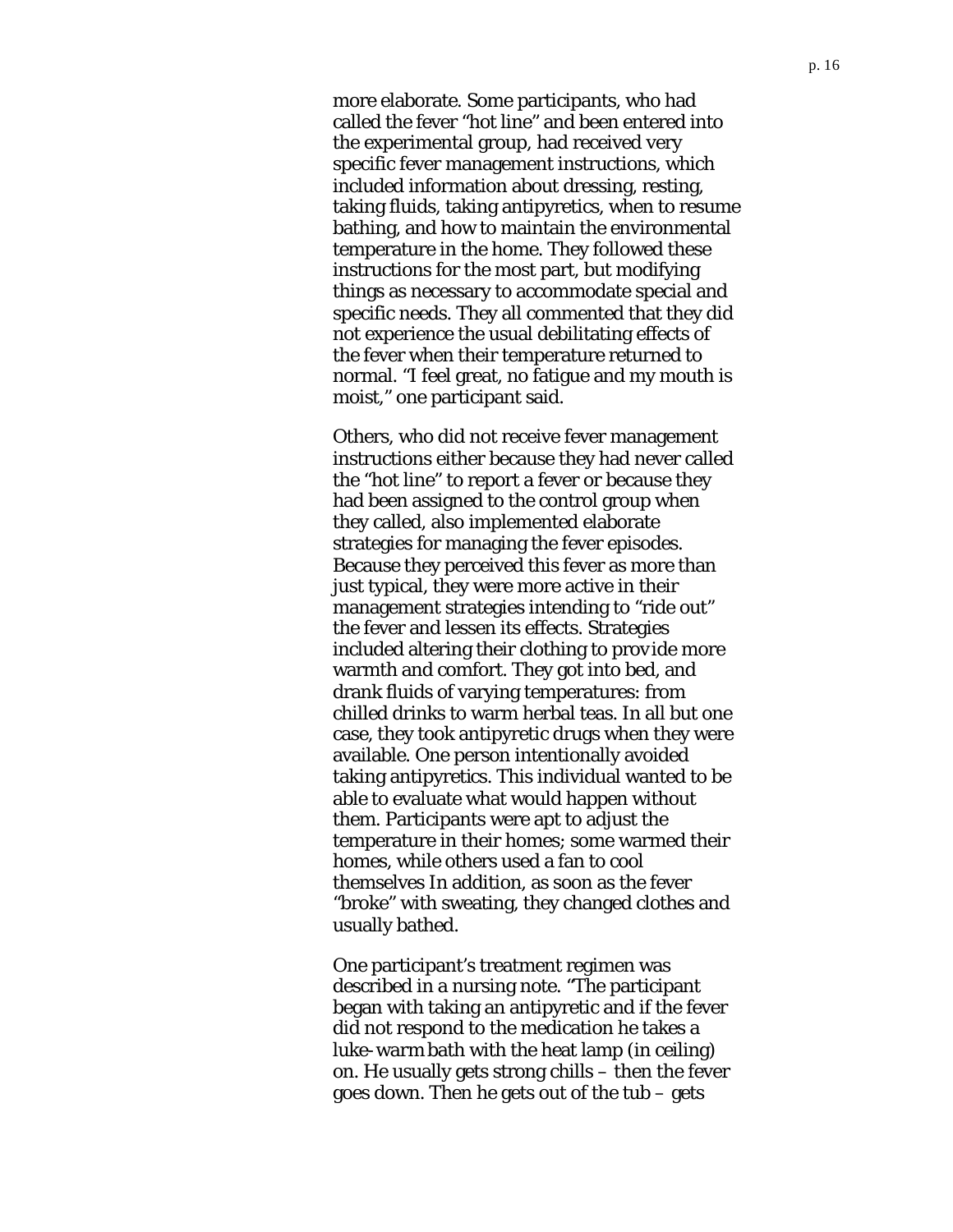more elaborate. Some participants, who had called the fever "hot line" and been entered into the experimental group, had received very specific fever management instructions, which included information about dressing, resting, taking fluids, taking antipyretics, when to resume bathing, and how to maintain the environmental temperature in the home. They followed these instructions for the most part, but modifying things as necessary to accommodate special and specific needs. They all commented that they did not experience the usual debilitating effects of the fever when their temperature returned to normal. "I feel great, no fatigue and my mouth is moist," one participant said.

Others, who did not receive fever management instructions either because they had never called the "hot line" to report a fever or because they had been assigned to the control group when they called, also implemented elaborate strategies for managing the fever episodes. Because they perceived this fever as more than just typical, they were more active in their management strategies intending to "ride out" the fever and lessen its effects. Strategies included altering their clothing to provide more warmth and comfort. They got into bed, and drank fluids of varying temperatures: from chilled drinks to warm herbal teas. In all but one case, they took antipyretic drugs when they were available. One person intentionally avoided taking antipyretics. This individual wanted to be able to evaluate what would happen without them. Participants were apt to adjust the temperature in their homes; some warmed their homes, while others used a fan to cool themselves In addition, as soon as the fever "broke" with sweating, they changed clothes and usually bathed.

One participant's treatment regimen was described in a nursing note. "The participant began with taking an antipyretic and if the fever did not respond to the medication he takes a luke-warm bath with the heat lamp (in ceiling) on. He usually gets strong chills – then the fever goes down. Then he gets out of the tub – gets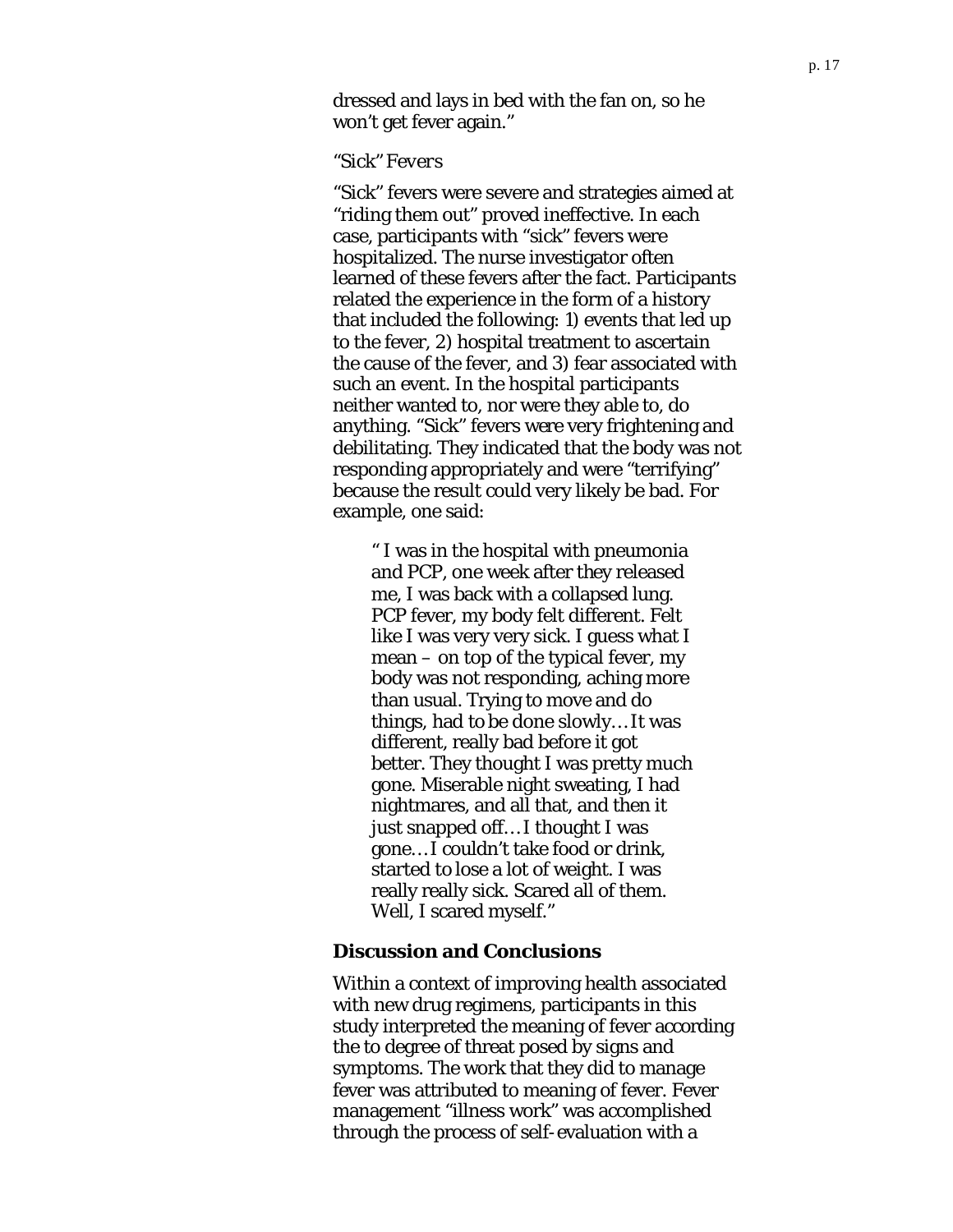dressed and lays in bed with the fan on, so he won't get fever again."

*"Sick" Fevers*

"Sick" fevers were severe and strategies aimed at "riding them out" proved ineffective. In each case, participants with "sick" fevers were hospitalized. The nurse investigator often learned of these fevers after the fact. Participants related the experience in the form of a history that included the following: 1) events that led up to the fever, 2) hospital treatment to ascertain the cause of the fever, and 3) fear associated with such an event. In the hospital participants neither wanted to, nor were they able to, do anything. "Sick" fevers were very frightening and debilitating. They indicated that the body was not responding appropriately and were "terrifying" because the result could very likely be bad. For example, one said:

> " I was in the hospital with pneumonia and PCP, one week after they released me, I was back with a collapsed lung. PCP fever, my body felt different. Felt like I was very very sick. I guess what I mean – on top of the typical fever, my body was not responding, aching more than usual. Trying to move and do things, had to be done slowly… It was different, really bad before it got better. They thought I was pretty much gone. Miserable night sweating, I had nightmares, and all that, and then it just snapped off… I thought I was gone… I couldn't take food or drink, started to lose a lot of weight. I was really really sick. Scared all of them. Well, I scared myself."

## Discussion and Conclusions

Within a context of improving health associated with new drug regimens, participants in this study interpreted the meaning of fever according the to degree of threat posed by signs and symptoms. The work that they did to manage fever was attributed to meaning of fever. Fever management "illness work" was accomplished through the process of self-evaluation with a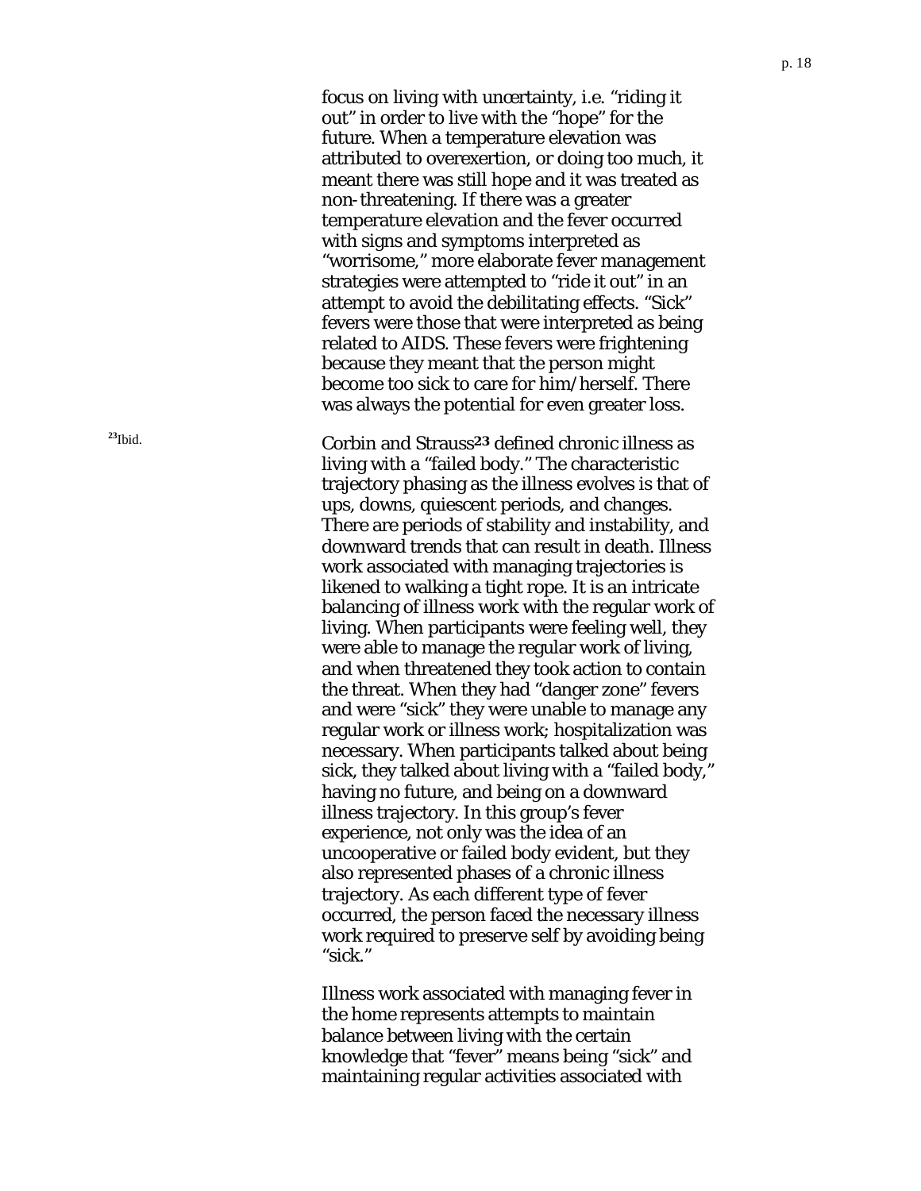focus on living with uncertainty, i.e. "riding it out" in order to live with the "hope" for the future. When a temperature elevation was attributed to overexertion, or doing too much, it meant there was still hope and it was treated as non-threatening. If there was a greater temperature elevation and the fever occurred with signs and symptoms interpreted as "worrisome," more elaborate fever management strategies were attempted to "ride it out" in an attempt to avoid the debilitating effects. "Sick" fevers were those that were interpreted as being related to AIDS. These fevers were frightening because they meant that the person might become too sick to care for him/herself. There was always the potential for even greater loss.

[23] Ibid.

Corbin and Strauss[23] defined chronic illness as living with a "failed body." The characteristic trajectory phasing as the illness evolves is that of ups, downs, quiescent periods, and changes. There are periods of stability and instability, and downward trends that can result in death. Illness work associated with managing trajectories is likened to walking a tight rope. It is an intricate balancing of illness work with the regular work of living. When participants were feeling well, they were able to manage the regular work of living, and when threatened they took action to contain the threat. When they had "danger zone" fevers and were "sick" they were unable to manage any regular work or illness work; hospitalization was necessary. When participants talked about being sick, they talked about living with a "failed body," having no future, and being on a downward illness trajectory. In this group's fever experience, not only was the idea of an uncooperative or failed body evident, but they also represented phases of a chronic illness trajectory. As each different type of fever occurred, the person faced the necessary illness work required to preserve self by avoiding being "sick."

Illness work associated with managing fever in the home represents attempts to maintain balance between living with the certain knowledge that "fever" means being "sick" and maintaining regular activities associated with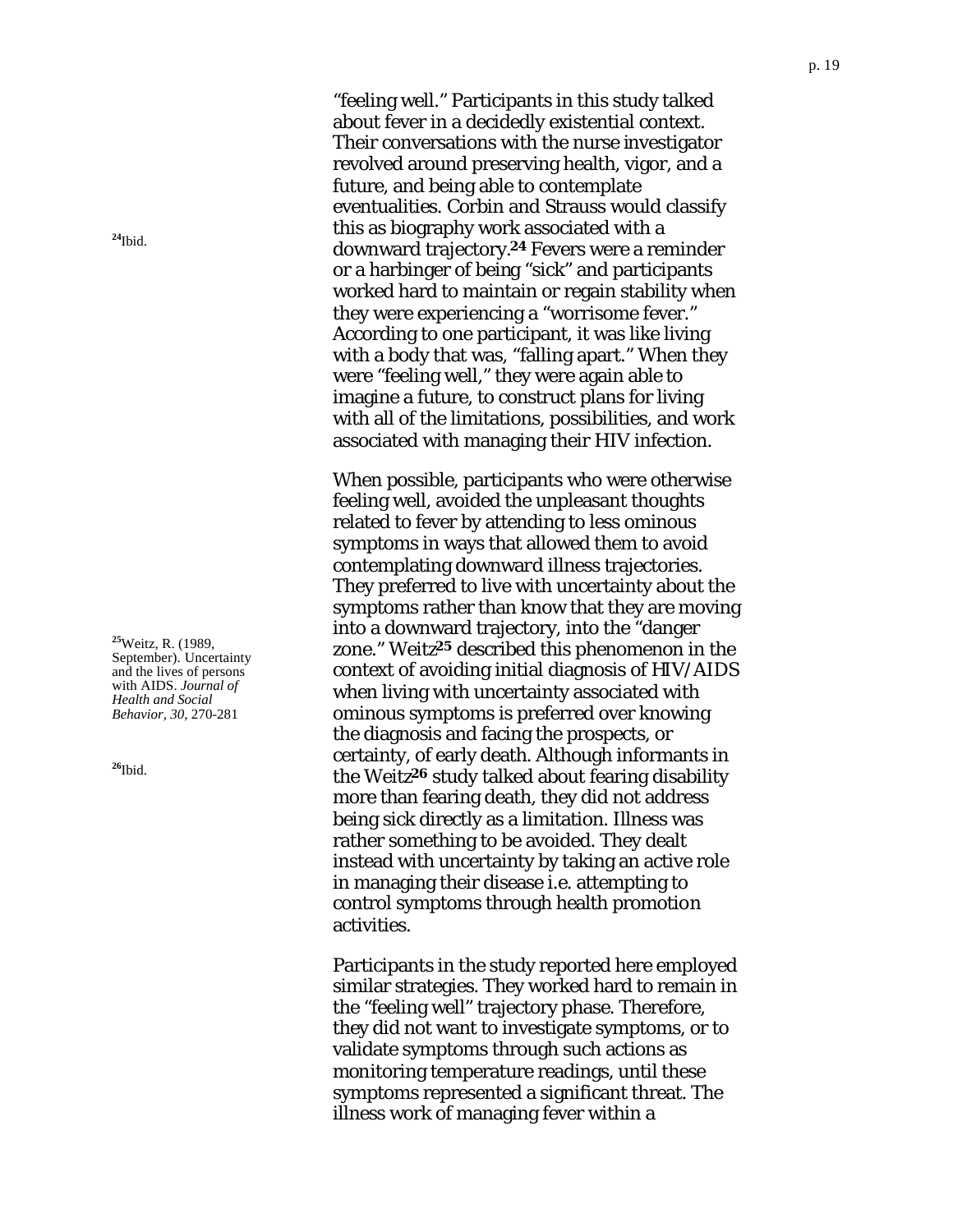"feeling well." Participants in this study talked about fever in a decidedly existential context. Their conversations with the nurse investigator revolved around preserving health, vigor, and a future, and being able to contemplate eventualities. Corbin and Strauss would classify this as biography work associated with a downward trajectory.[24] Fevers were a reminder or a harbinger of being "sick" and participants worked hard to maintain or regain stability when they were experiencing a "worrisome fever." According to one participant, it was like living with a body that was, "falling apart." When they were "feeling well," they were again able to imagine a future, to construct plans for living with all of the limitations, possibilities, and work associated with managing their HIV infection.

When possible, participants who were otherwise feeling well, avoided the unpleasant thoughts related to fever by attending to less ominous symptoms in ways that allowed them to avoid contemplating downward illness trajectories. They preferred to live with uncertainty about the symptoms rather than know that they are moving into a downward trajectory, into the "danger zone." Weitz[25] described this phenomenon in the context of avoiding initial diagnosis of HIV/AIDS when living with uncertainty associated with ominous symptoms is preferred over knowing the diagnosis and facing the prospects, or certainty, of early death. Although informants in the Weitz[26] study talked about fearing disability more than fearing death, they did not address being sick directly as a limitation. Illness was rather something to be avoided. They dealt instead with uncertainty by taking an active role in managing their disease i.e. attempting to control symptoms through health promotion activities.

Participants in the study reported here employed similar strategies. They worked hard to remain in the "feeling well" trajectory phase. Therefore, they did not want to investigate symptoms, or to validate symptoms through such actions as monitoring temperature readings, until these symptoms represented a significant threat. The illness work of managing fever within a

[24] Ibid.

[25] Weitz, R. (1989, September). Uncertainty and the lives of persons with AIDS. *Journal of Health and Social Behavior, 30*, 270-281

[26] Ibid.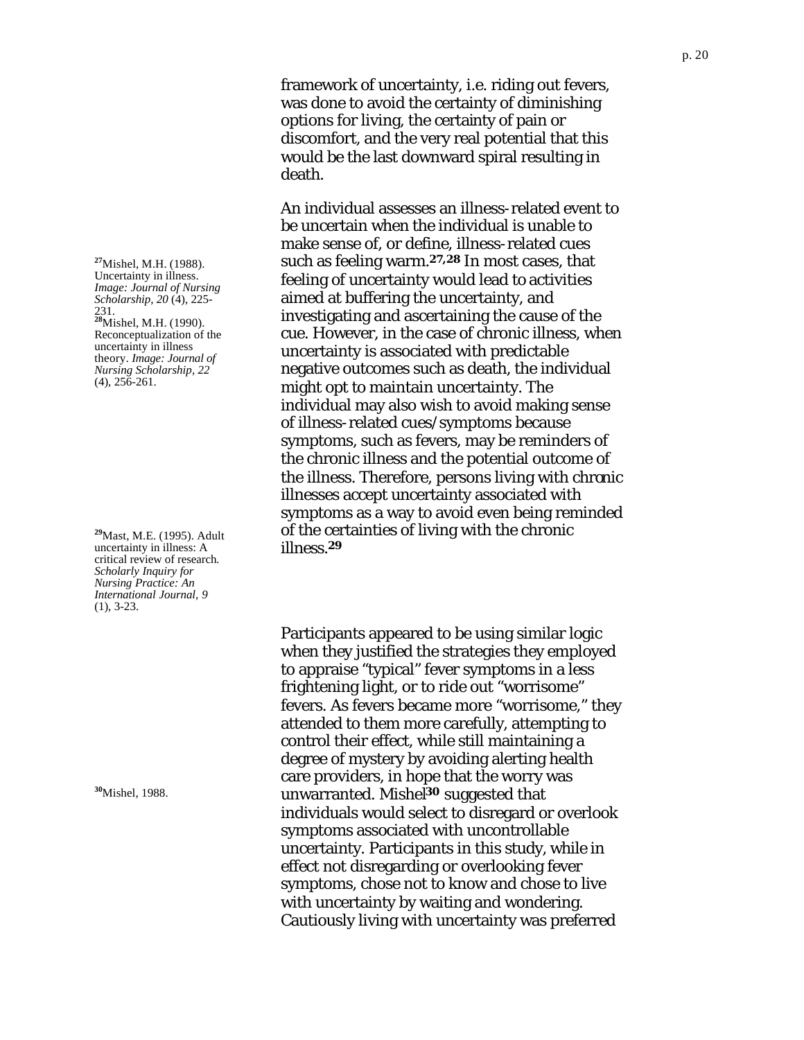framework of uncertainty, i.e. riding out fevers, was done to avoid the certainty of diminishing options for living, the certainty of pain or discomfort, and the very real potential that this would be the last downward spiral resulting in death.

An individual assesses an illness-related event to be uncertain when the individual is unable to make sense of, or define, illness-related cues such as feeling warm.[27,28] In most cases, that feeling of uncertainty would lead to activities aimed at buffering the uncertainty, and investigating and ascertaining the cause of the cue. However, in the case of chronic illness, when uncertainty is associated with predictable negative outcomes such as death, the individual might opt to maintain uncertainty. The individual may also wish to avoid making sense of illness-related cues/symptoms because symptoms, such as fevers, may be reminders of the chronic illness and the potential outcome of the illness. Therefore, persons living with chronic illnesses accept uncertainty associated with symptoms as a way to avoid even being reminded of the certainties of living with the chronic illness.[29]

Participants appeared to be using similar logic when they justified the strategies they employed to appraise "typical" fever symptoms in a less frightening light, or to ride out "worrisome" fevers. As fevers became more "worrisome," they attended to them more carefully, attempting to control their effect, while still maintaining a degree of mystery by avoiding alerting health care providers, in hope that the worry was unwarranted. Mishel[30] suggested that individuals would select to disregard or overlook symptoms associated with uncontrollable uncertainty. Participants in this study, while in effect not disregarding or overlooking fever symptoms, chose not to know and chose to live with uncertainty by waiting and wondering. Cautiously living with uncertainty was preferred

[27] Mishel, M.H. (1988). Uncertainty in illness. *Image: Journal of Nursing Scholarship, 20* (4), 225-231.

[28] Mishel, M.H. (1990). Reconceptualization of the uncertainty in illness theory. *Image: Journal of Nursing Scholarship, 22* (4), 256-261.

[29] Mast, M.E. (1995). Adult uncertainty in illness: A critical review of research. *Scholarly Inquiry for Nursing Practice: An International Journal, 9* (1), 3-23.

[30] Mishel, 1988.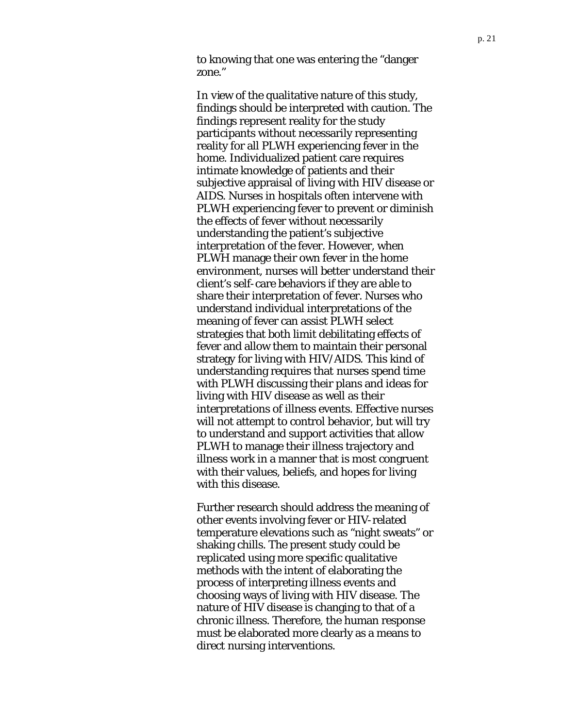to knowing that one was entering the "danger zone."

In view of the qualitative nature of this study, findings should be interpreted with caution. The findings represent reality for the study participants without necessarily representing reality for all PLWH experiencing fever in the home. Individualized patient care requires intimate knowledge of patients and their subjective appraisal of living with HIV disease or AIDS. Nurses in hospitals often intervene with PLWH experiencing fever to prevent or diminish the effects of fever without necessarily understanding the patient's subjective interpretation of the fever. However, when PLWH manage their own fever in the home environment, nurses will better understand their client's self-care behaviors if they are able to share their interpretation of fever. Nurses who understand individual interpretations of the meaning of fever can assist PLWH select strategies that both limit debilitating effects of fever and allow them to maintain their personal strategy for living with HIV/AIDS. This kind of understanding requires that nurses spend time with PLWH discussing their plans and ideas for living with HIV disease as well as their interpretations of illness events. Effective nurses will not attempt to control behavior, but will try to understand and support activities that allow PLWH to manage their illness trajectory and illness work in a manner that is most congruent with their values, beliefs, and hopes for living with this disease.

Further research should address the meaning of other events involving fever or HIV-related temperature elevations such as "night sweats" or shaking chills. The present study could be replicated using more specific qualitative methods with the intent of elaborating the process of interpreting illness events and choosing ways of living with HIV disease. The nature of HIV disease is changing to that of a chronic illness. Therefore, the human response must be elaborated more clearly as a means to direct nursing interventions.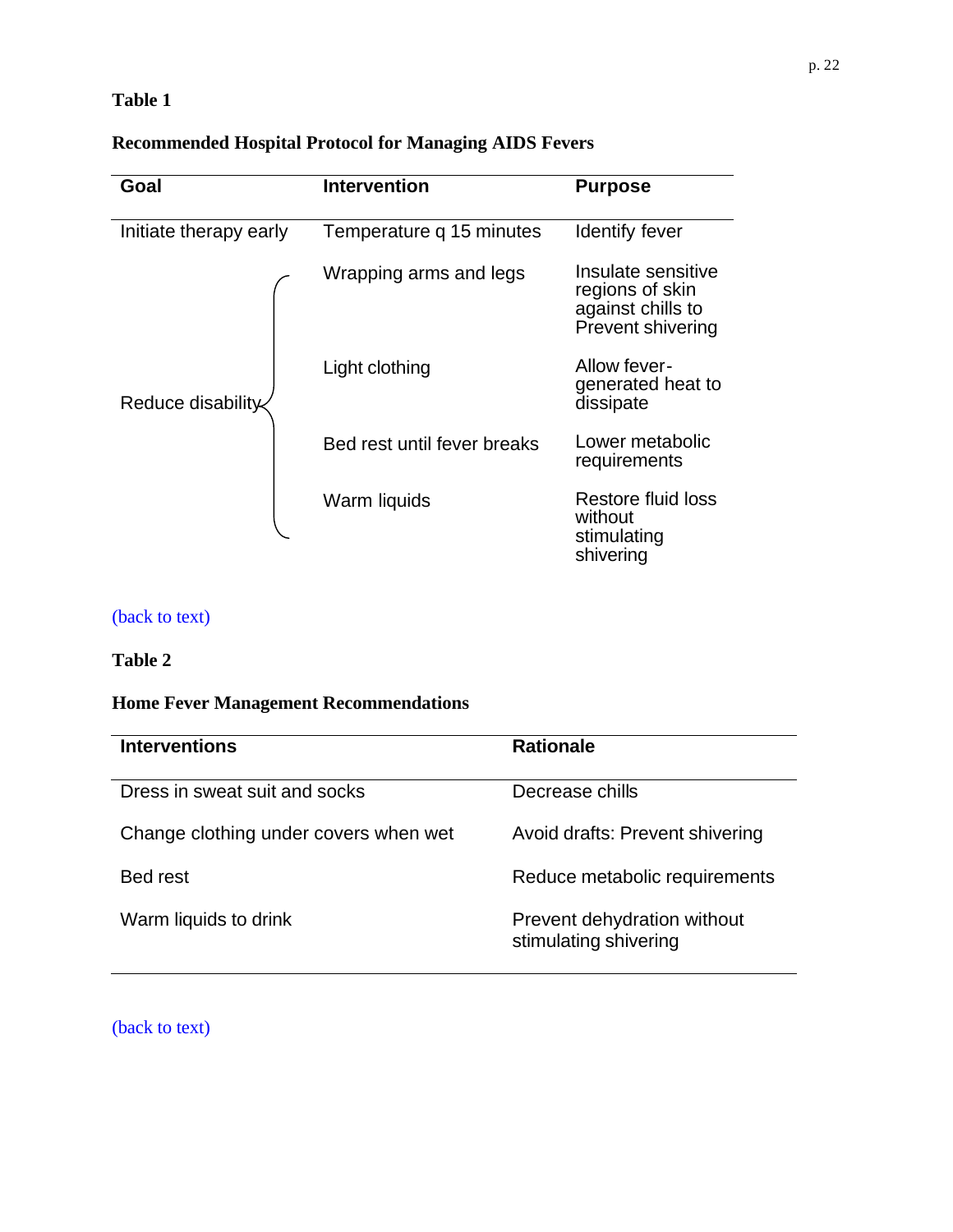**Table 1**

**Recommended Hospital Protocol for Managing AIDS Fevers**

| Goal | Intervention | Purpose |
|---|---|---|
| Initiate therapy early | Temperature q 15 minutes | Identify fever |
| Reduce disability | Wrapping arms and legs | Insulate sensitive regions of skin against chills to Prevent shivering |
| | Light clothing | Allow fever-generated heat to dissipate |
| | Bed rest until fever breaks | Lower metabolic requirements |
| | Warm liquids | Restore fluid loss without stimulating shivering |

(back to text)

**Table 2**

**Home Fever Management Recommendations**

| Interventions | Rationale |
|---|---|
| Dress in sweat suit and socks | Decrease chills |
| Change clothing under covers when wet | Avoid drafts: Prevent shivering |
| Bed rest | Reduce metabolic requirements |
| Warm liquids to drink | Prevent dehydration without stimulating shivering |

(back to text)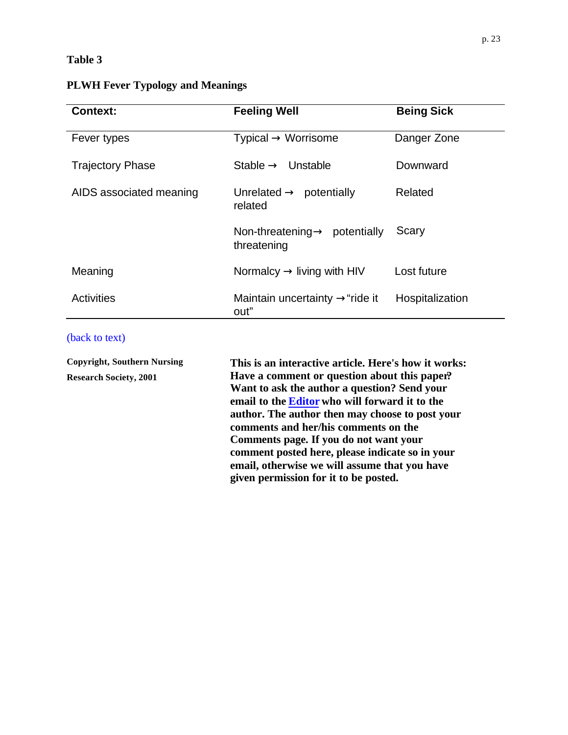**Table 3**

**PLWH Fever Typology and Meanings**

| Context: | Feeling Well | Being Sick |
|---|---|---|
| Fever types | Typical → Worrisome | Danger Zone |
| Trajectory Phase | Stable → Unstable | Downward |
| AIDS associated meaning | Unrelated → potentially related | Related |
| | Non-threatening→ potentially threatening | Scary |
| Meaning | Normalcy → living with HIV | Lost future |
| Activities | Maintain uncertainty →"ride it out" | Hospitalization |

(back to text)

**Copyright, Southern Nursing Research Society, 2001**

**This is an interactive article. Here's how it works: Have a comment or question about this paper? Want to ask the author a question? Send your email to the Editor who will forward it to the author. The author then may choose to post your comments and her/his comments on the Comments page. If you do not want your comment posted here, please indicate so in your email, otherwise we will assume that you have given permission for it to be posted.**